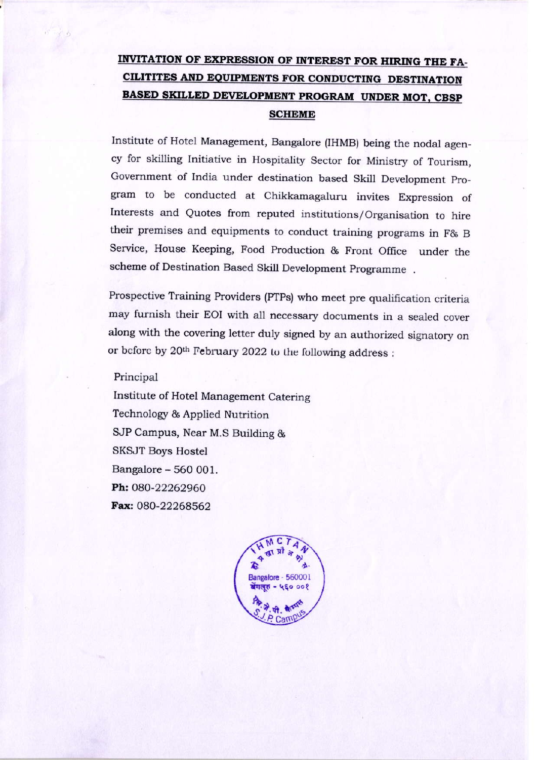## INVITATION OF EXPRESSION OF INTEREST FOR HIRING THE FACILITITES AND EQUIPMENTS FOR CONDUCTING DESTINATION BASED SKILLED DEVELOPMENT PROGRAM UNDER MOT, CBSP SCHEME

Institute of Hotel Management, Bangalore (IHMB) being the nodal agency for skilling Initiative in Hospitality Sector for Ministry of Tourism, Government of India under destination based Skill Development Program to be conducted at Chikkamagaluru invites Expression of Interests and Quotes from reputed institutions/Organisation to hire their premises and equipments to conduct training programs in F& B Service, House Keeping, Food Production & Front Office under the scheme of Destination Based Skill Development Programme .

Prospective Training Providers (PTPs) who meet pre qualification criteria may furnish their EOI with all necessary documents in a sealed cover along with the covering letter duly signed by an authorized signatory on or before by 20th February 2022 to the following address :

Principal
Institute of Hotel Management Catering
Technology & Applied Nutrition
SJP Campus, Near M.S Building &
SKSJT Boys Hostel
Bangalore – 560 001.
**Ph:** 080-22262960
**Fax:** 080-22268562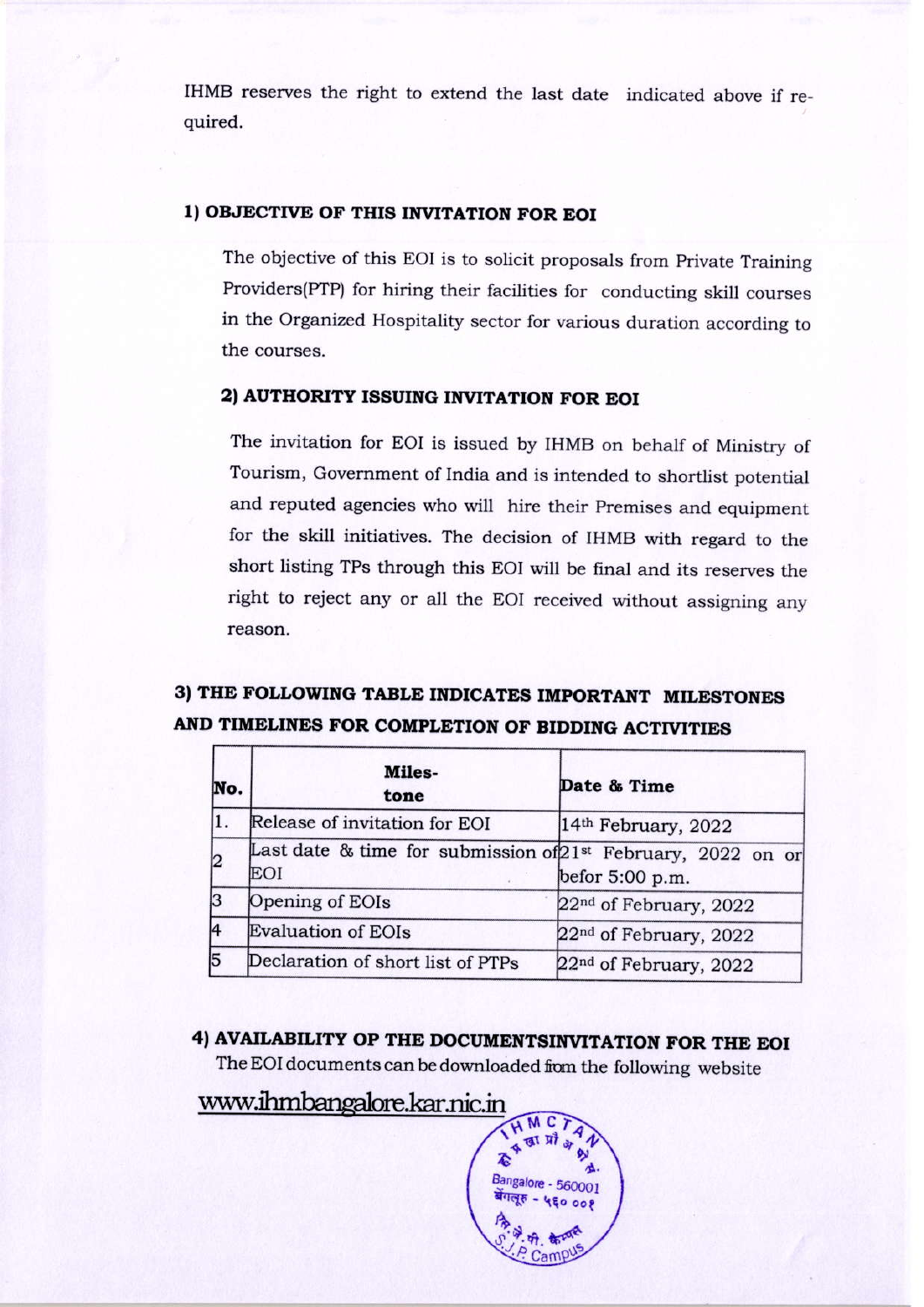IHMB reserves the right to extend the last date indicated above if required.

### 1) OBJECTIVE OF THIS INVITATION FOR EOI

The objective of this EOI is to solicit proposals from Private Training Providers(PTP) for hiring their facilities for conducting skill courses in the Organized Hospitality sector for various duration according to the courses.

### 2) AUTHORITY ISSUING INVITATION FOR EOI

The invitation for EOI is issued by IHMB on behalf of Ministry of Tourism, Government of India and is intended to shortlist potential and reputed agencies who will hire their Premises and equipment for the skill initiatives. The decision of IHMB with regard to the short listing TPs through this EOI will be final and its reserves the right to reject any or all the EOI received without assigning any reason.

### 3) THE FOLLOWING TABLE INDICATES IMPORTANT MILESTONES AND TIMELINES FOR COMPLETION OF BIDDING ACTIVITIES

| No. | Milestone | Date & Time |
|---|---|---|
| 1. | Release of invitation for EOI | 14th February, 2022 |
| 2 | Last date & time for submission of EOI | 21st February, 2022 on or befor 5:00 p.m. |
| 3 | Opening of EOIs | 22nd of February, 2022 |
| 4 | Evaluation of EOIs | 22nd of February, 2022 |
| 5 | Declaration of short list of PTPs | 22nd of February, 2022 |

### 4) AVAILABILITY OP THE DOCUMENTSINVITATION FOR THE EOI

The EOI documents can be downloaded from the following website

www.ihmbangalore.kar.nic.in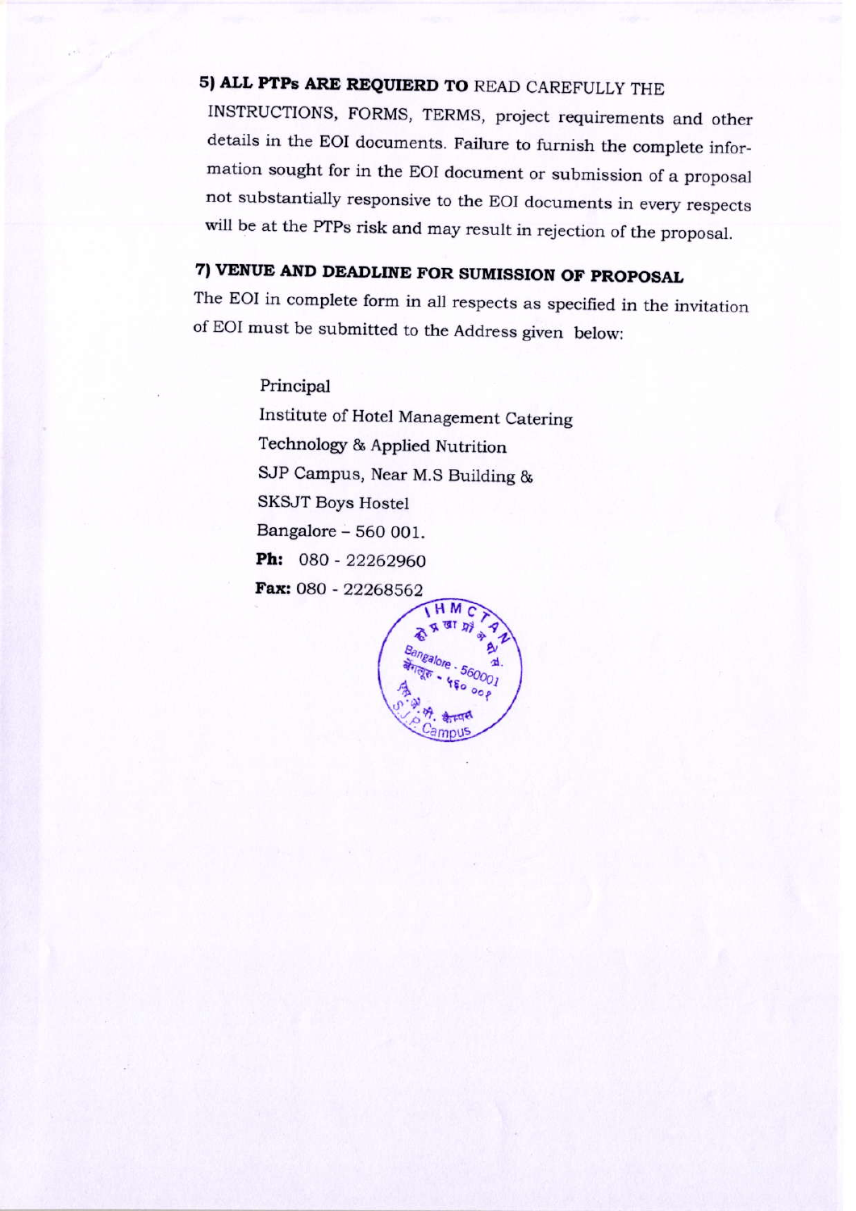**5) ALL PTPs ARE REQUIERD TO** READ CAREFULLY THE INSTRUCTIONS, FORMS, TERMS, project requirements and other details in the EOI documents. Failure to furnish the complete information sought for in the EOI document or submission of a proposal not substantially responsive to the EOI documents in every respects will be at the PTPs risk and may result in rejection of the proposal.

**7) VENUE AND DEADLINE FOR SUMISSION OF PROPOSAL**

The EOI in complete form in all respects as specified in the invitation of EOI must be submitted to the Address given below:

Principal
Institute of Hotel Management Catering
Technology & Applied Nutrition
SJP Campus, Near M.S Building &
SKSJT Boys Hostel
Bangalore – 560 001.
**Ph:** 080 - 22262960
**Fax:** 080 - 22268562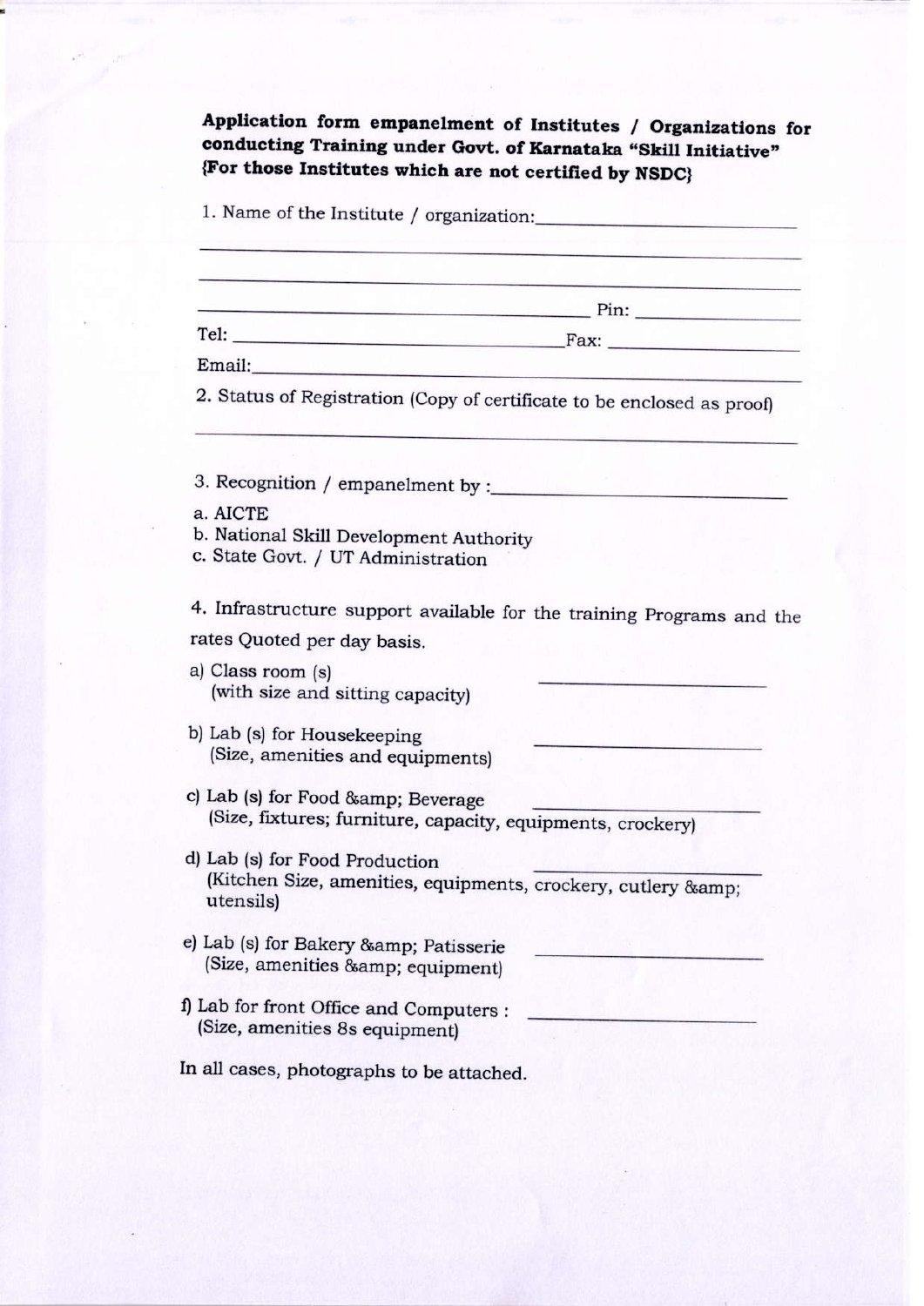**Application form empanelment of Institutes / Organizations for conducting Training under Govt. of Karnataka "Skill Initiative" {For those Institutes which are not certified by NSDC}**

1. Name of the Institute / organization: ____________________________

______________________________________________

______________________________________________

______________________________________ Pin: ______________

Tel: ______________________________ Fax: ______________

Email: ______________________________________________

2. Status of Registration (Copy of certificate to be enclosed as proof)

______________________________________________

3. Recognition / empanelment by : ____________________________

a. AICTE
b. National Skill Development Authority
c. State Govt. / UT Administration

4. Infrastructure support available for the training Programs and the rates Quoted per day basis.

a) Class room (s) ____________________
(with size and sitting capacity)

b) Lab (s) for Housekeeping ____________________
(Size, amenities and equipments)

c) Lab (s) for Food &amp; Beverage ____________________
(Size, fixtures; furniture, capacity, equipments, crockery)

d) Lab (s) for Food Production ____________________
(Kitchen Size, amenities, equipments, crockery, cutlery &amp; utensils)

e) Lab (s) for Bakery &amp; Patisserie ____________________
(Size, amenities &amp; equipment)

f) Lab for front Office and Computers : ____________________
(Size, amenities 8s equipment)

In all cases, photographs to be attached.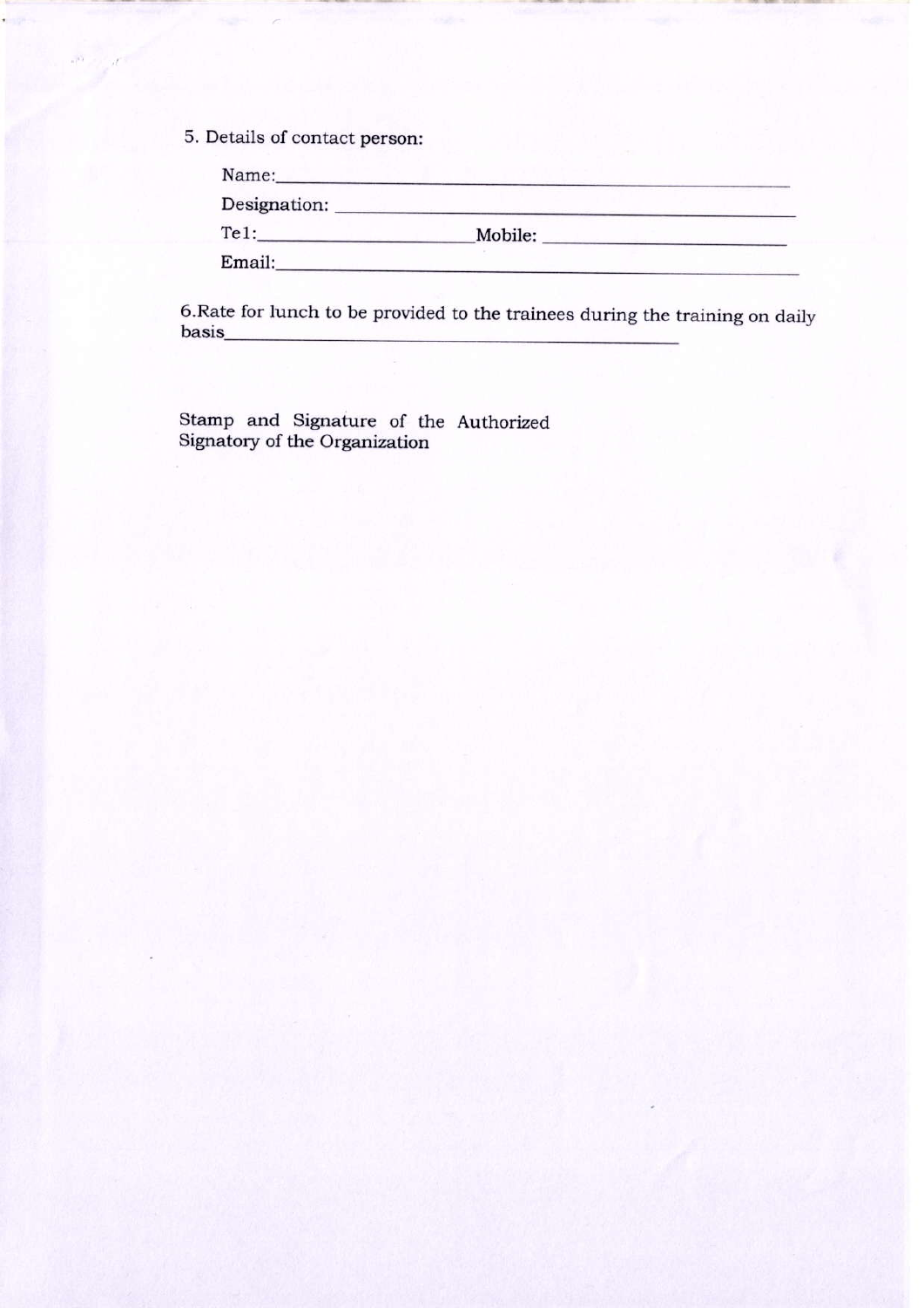5. Details of contact person:

Name:\_\_\_\_\_\_\_\_\_\_\_\_\_\_\_\_\_\_\_\_\_\_\_\_\_\_\_\_\_\_\_\_\_\_\_\_\_\_\_\_

Designation: \_\_\_\_\_\_\_\_\_\_\_\_\_\_\_\_\_\_\_\_\_\_\_\_\_\_\_\_\_\_\_\_\_\_\_\_

Tel:\_\_\_\_\_\_\_\_\_\_\_\_\_\_\_\_\_\_\_\_Mobile: \_\_\_\_\_\_\_\_\_\_\_\_\_\_\_\_\_\_\_\_

Email:\_\_\_\_\_\_\_\_\_\_\_\_\_\_\_\_\_\_\_\_\_\_\_\_\_\_\_\_\_\_\_\_\_\_\_\_\_\_\_\_

6.Rate for lunch to be provided to the trainees during the training on daily basis\_\_\_\_\_\_\_\_\_\_\_\_\_\_\_\_\_\_\_\_\_\_\_\_\_\_\_\_\_\_\_\_\_\_\_\_

Stamp and Signature of the Authorized Signatory of the Organization